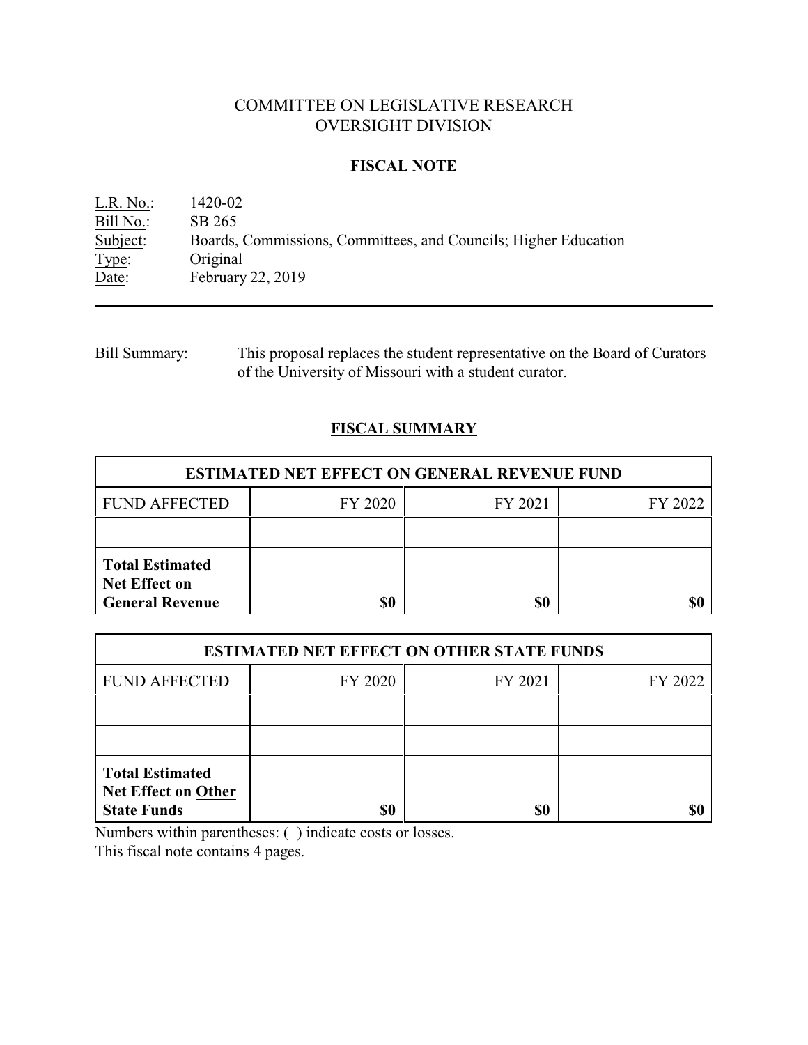# COMMITTEE ON LEGISLATIVE RESEARCH
# OVERSIGHT DIVISION

## FISCAL NOTE

L.R. No.: 1420-02
Bill No.: SB 265
Subject: Boards, Commissions, Committees, and Councils; Higher Education
Type: Original
Date: February 22, 2019

---

Bill Summary: This proposal replaces the student representative on the Board of Curators of the University of Missouri with a student curator.

## FISCAL SUMMARY

| ESTIMATED NET EFFECT ON GENERAL REVENUE FUND | | | |
|---|---|---|---|
| FUND AFFECTED | FY 2020 | FY 2021 | FY 2022 |
| | | | |
| **Total Estimated Net Effect on General Revenue** | **$0** | **$0** | **$0** |

| ESTIMATED NET EFFECT ON OTHER STATE FUNDS | | | |
|---|---|---|---|
| FUND AFFECTED | FY 2020 | FY 2021 | FY 2022 |
| | | | |
| | | | |
| **Total Estimated Net Effect on Other State Funds** | **$0** | **$0** | **$0** |

Numbers within parentheses: ( ) indicate costs or losses.
This fiscal note contains 4 pages.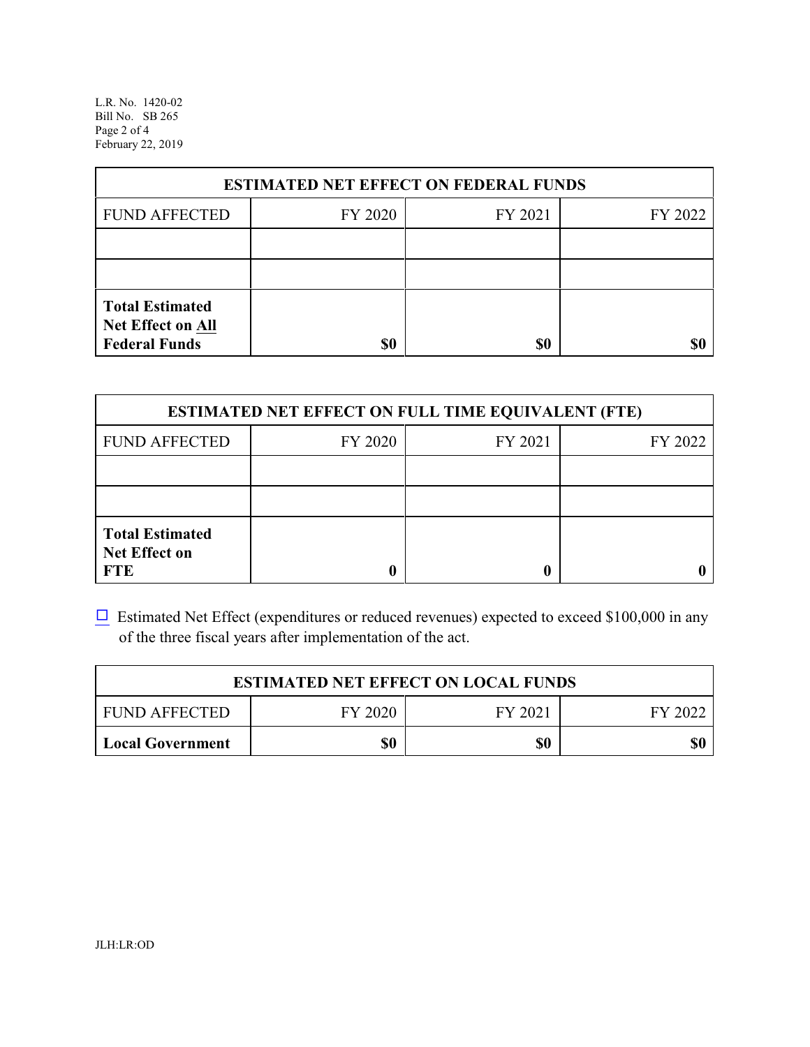| ESTIMATED NET EFFECT ON FEDERAL FUNDS | | | |
|---|---|---|---|
| FUND AFFECTED | FY 2020 | FY 2021 | FY 2022 |
| | | | |
| | | | |
| **Total Estimated Net Effect on All Federal Funds** | **$0** | **$0** | **$0** |

| ESTIMATED NET EFFECT ON FULL TIME EQUIVALENT (FTE) | | | |
|---|---|---|---|
| FUND AFFECTED | FY 2020 | FY 2021 | FY 2022 |
| | | | |
| | | | |
| **Total Estimated Net Effect on FTE** | **0** | **0** | **0** |

☐ Estimated Net Effect (expenditures or reduced revenues) expected to exceed $100,000 in any of the three fiscal years after implementation of the act.

| ESTIMATED NET EFFECT ON LOCAL FUNDS | | | |
|---|---|---|---|
| FUND AFFECTED | FY 2020 | FY 2021 | FY 2022 |
| **Local Government** | **$0** | **$0** | **$0** |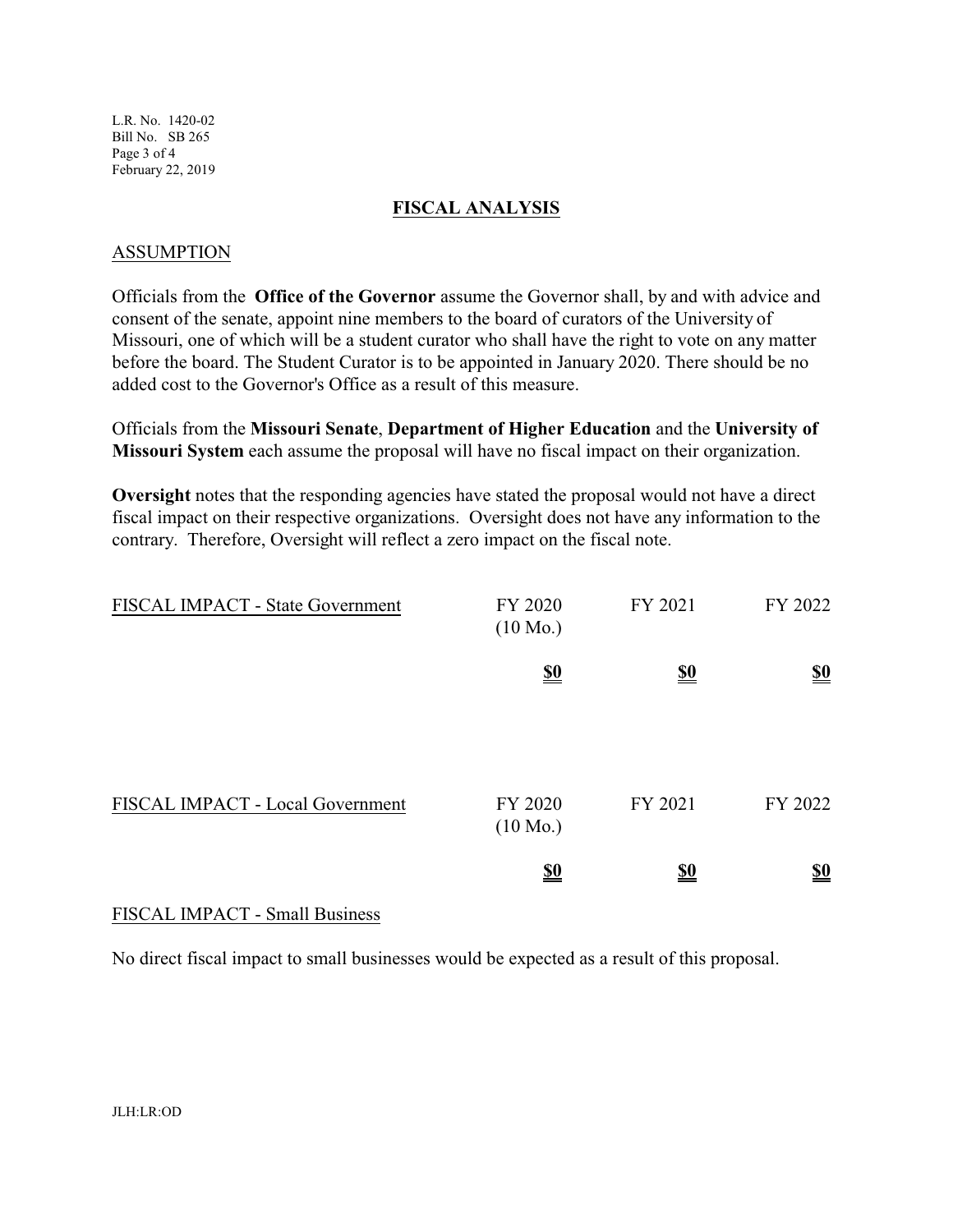## FISCAL ANALYSIS

### ASSUMPTION

Officials from the **Office of the Governor** assume the Governor shall, by and with advice and consent of the senate, appoint nine members to the board of curators of the University of Missouri, one of which will be a student curator who shall have the right to vote on any matter before the board. The Student Curator is to be appointed in January 2020. There should be no added cost to the Governor's Office as a result of this measure.

Officials from the **Missouri Senate**, **Department of Higher Education** and the **University of Missouri System** each assume the proposal will have no fiscal impact on their organization.

**Oversight** notes that the responding agencies have stated the proposal would not have a direct fiscal impact on their respective organizations. Oversight does not have any information to the contrary. Therefore, Oversight will reflect a zero impact on the fiscal note.

| FISCAL IMPACT - State Government | FY 2020 (10 Mo.) | FY 2021 | FY 2022 |
|---|---|---|---|
| | **$0** | **$0** | **$0** |

| FISCAL IMPACT - Local Government | FY 2020 (10 Mo.) | FY 2021 | FY 2022 |
|---|---|---|---|
| | **$0** | **$0** | **$0** |

### FISCAL IMPACT - Small Business

No direct fiscal impact to small businesses would be expected as a result of this proposal.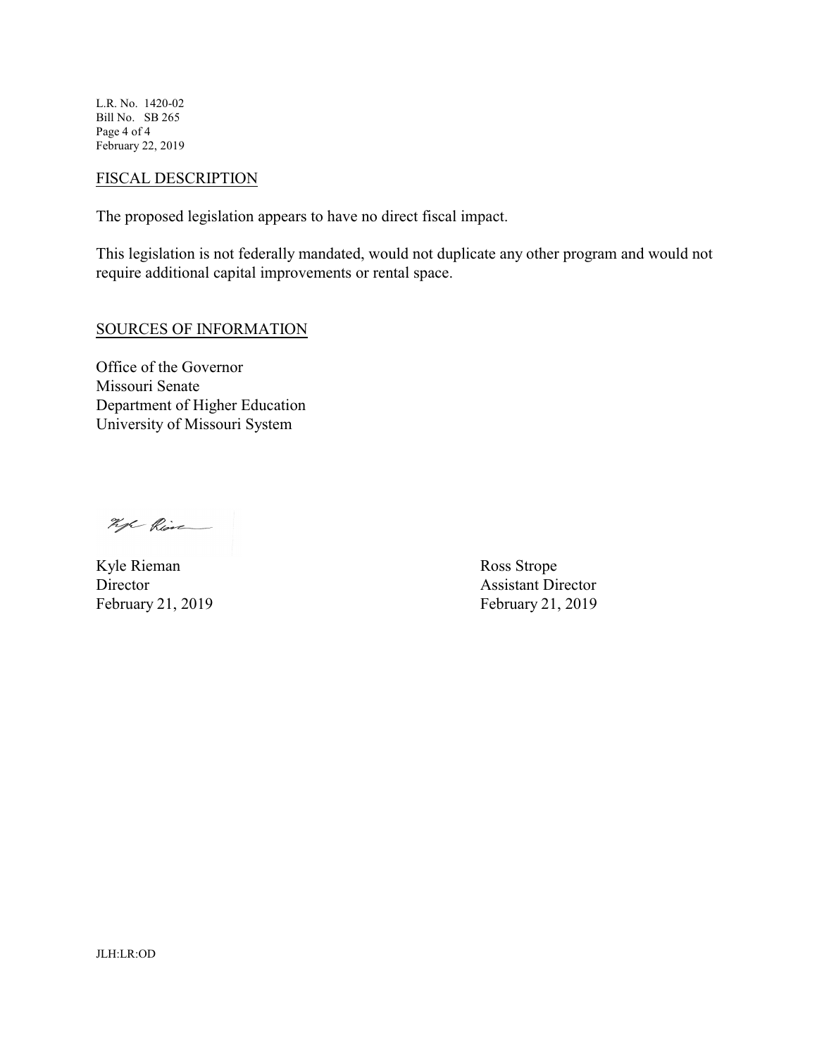## FISCAL DESCRIPTION

The proposed legislation appears to have no direct fiscal impact.

This legislation is not federally mandated, would not duplicate any other program and would not require additional capital improvements or rental space.

## SOURCES OF INFORMATION

Office of the Governor
Missouri Senate
Department of Higher Education
University of Missouri System

| | |
|---|---|
| Kyle Rieman | Ross Strope |
| Director | Assistant Director |
| February 21, 2019 | February 21, 2019 |

JLH:LR:OD